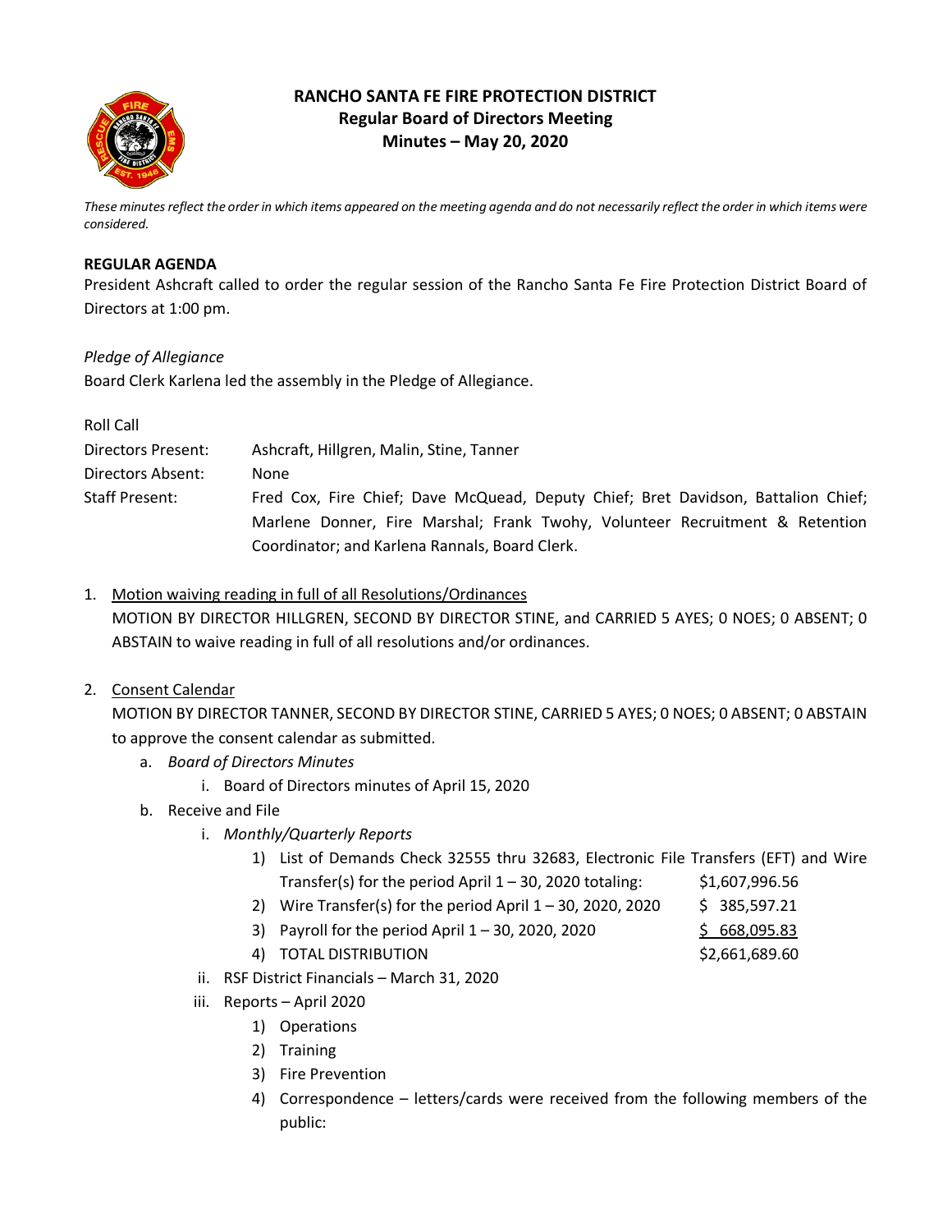# RANCHO SANTA FE FIRE PROTECTION DISTRICT
## Regular Board of Directors Meeting
## Minutes – May 20, 2020

*These minutes reflect the order in which items appeared on the meeting agenda and do not necessarily reflect the order in which items were considered.*

**REGULAR AGENDA**

President Ashcraft called to order the regular session of the Rancho Santa Fe Fire Protection District Board of Directors at 1:00 pm.

*Pledge of Allegiance*

Board Clerk Karlena led the assembly in the Pledge of Allegiance.

Roll Call

| | |
|---|---|
| Directors Present: | Ashcraft, Hillgren, Malin, Stine, Tanner |
| Directors Absent: | None |
| Staff Present: | Fred Cox, Fire Chief; Dave McQuead, Deputy Chief; Bret Davidson, Battalion Chief; Marlene Donner, Fire Marshal; Frank Twohy, Volunteer Recruitment & Retention Coordinator; and Karlena Rannals, Board Clerk. |

1. Motion waiving reading in full of all Resolutions/Ordinances
   MOTION BY DIRECTOR HILLGREN, SECOND BY DIRECTOR STINE, and CARRIED 5 AYES; 0 NOES; 0 ABSENT; 0 ABSTAIN to waive reading in full of all resolutions and/or ordinances.

2. Consent Calendar
   MOTION BY DIRECTOR TANNER, SECOND BY DIRECTOR STINE, CARRIED 5 AYES; 0 NOES; 0 ABSENT; 0 ABSTAIN to approve the consent calendar as submitted.
   a. *Board of Directors Minutes*
      i. Board of Directors minutes of April 15, 2020
   b. Receive and File
      i. *Monthly/Quarterly Reports*
         1) List of Demands Check 32555 thru 32683, Electronic File Transfers (EFT) and Wire Transfer(s) for the period April 1 – 30, 2020 totaling: $1,607,996.56
         2) Wire Transfer(s) for the period April 1 – 30, 2020, 2020 $ 385,597.21
         3) Payroll for the period April 1 – 30, 2020, 2020 $ 668,095.83
         4) TOTAL DISTRIBUTION $2,661,689.60
      ii. RSF District Financials – March 31, 2020
      iii. Reports – April 2020
         1) Operations
         2) Training
         3) Fire Prevention
         4) Correspondence – letters/cards were received from the following members of the public: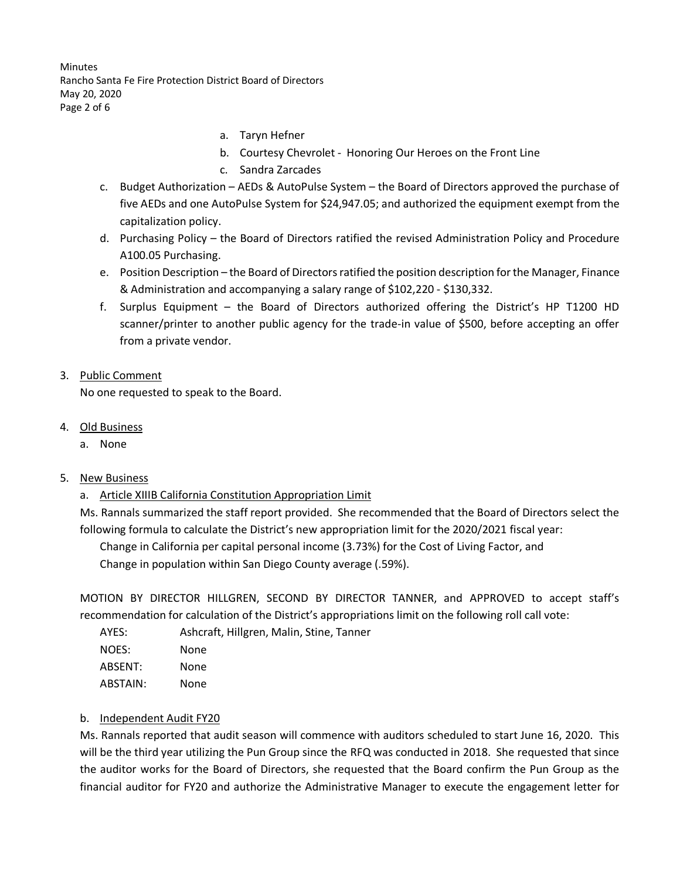a. Taryn Hefner
b. Courtesy Chevrolet - Honoring Our Heroes on the Front Line
c. Sandra Zarcades

c. Budget Authorization – AEDs & AutoPulse System – the Board of Directors approved the purchase of five AEDs and one AutoPulse System for $24,947.05; and authorized the equipment exempt from the capitalization policy.
d. Purchasing Policy – the Board of Directors ratified the revised Administration Policy and Procedure A100.05 Purchasing.
e. Position Description – the Board of Directors ratified the position description for the Manager, Finance & Administration and accompanying a salary range of $102,220 - $130,332.
f. Surplus Equipment – the Board of Directors authorized offering the District's HP T1200 HD scanner/printer to another public agency for the trade-in value of $500, before accepting an offer from a private vendor.

3. Public Comment

No one requested to speak to the Board.

4. Old Business
   a. None

5. New Business

a. Article XIIIB California Constitution Appropriation Limit

Ms. Rannals summarized the staff report provided. She recommended that the Board of Directors select the following formula to calculate the District's new appropriation limit for the 2020/2021 fiscal year:

Change in California per capital personal income (3.73%) for the Cost of Living Factor, and
Change in population within San Diego County average (.59%).

MOTION BY DIRECTOR HILLGREN, SECOND BY DIRECTOR TANNER, and APPROVED to accept staff's recommendation for calculation of the District's appropriations limit on the following roll call vote:

AYES: Ashcraft, Hillgren, Malin, Stine, Tanner
NOES: None
ABSENT: None
ABSTAIN: None

b. Independent Audit FY20

Ms. Rannals reported that audit season will commence with auditors scheduled to start June 16, 2020. This will be the third year utilizing the Pun Group since the RFQ was conducted in 2018. She requested that since the auditor works for the Board of Directors, she requested that the Board confirm the Pun Group as the financial auditor for FY20 and authorize the Administrative Manager to execute the engagement letter for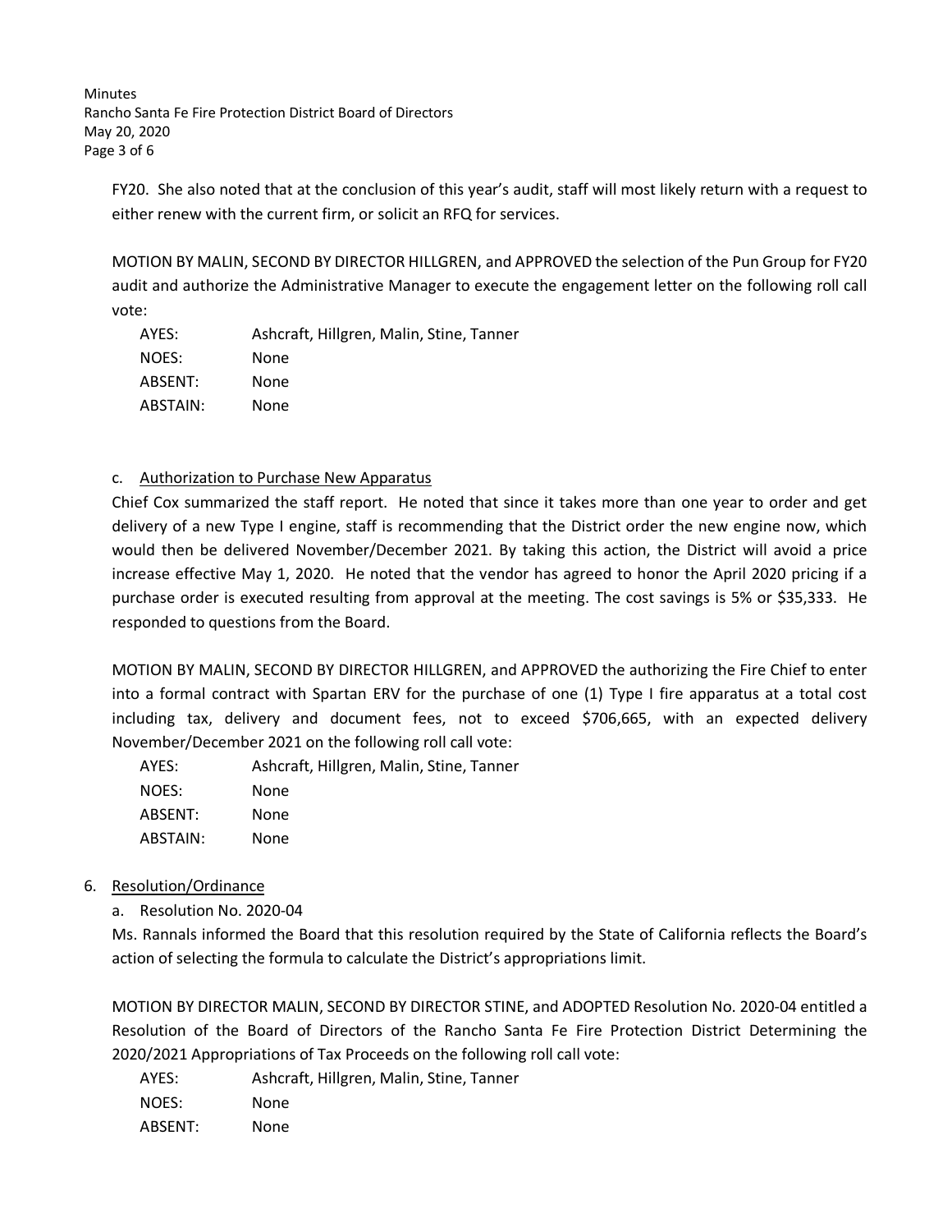FY20. She also noted that at the conclusion of this year's audit, staff will most likely return with a request to either renew with the current firm, or solicit an RFQ for services.

MOTION BY MALIN, SECOND BY DIRECTOR HILLGREN, and APPROVED the selection of the Pun Group for FY20 audit and authorize the Administrative Manager to execute the engagement letter on the following roll call vote:

| | |
|---|---|
| AYES: | Ashcraft, Hillgren, Malin, Stine, Tanner |
| NOES: | None |
| ABSENT: | None |
| ABSTAIN: | None |

c. Authorization to Purchase New Apparatus

Chief Cox summarized the staff report. He noted that since it takes more than one year to order and get delivery of a new Type I engine, staff is recommending that the District order the new engine now, which would then be delivered November/December 2021. By taking this action, the District will avoid a price increase effective May 1, 2020. He noted that the vendor has agreed to honor the April 2020 pricing if a purchase order is executed resulting from approval at the meeting. The cost savings is 5% or $35,333. He responded to questions from the Board.

MOTION BY MALIN, SECOND BY DIRECTOR HILLGREN, and APPROVED the authorizing the Fire Chief to enter into a formal contract with Spartan ERV for the purchase of one (1) Type I fire apparatus at a total cost including tax, delivery and document fees, not to exceed $706,665, with an expected delivery November/December 2021 on the following roll call vote:

| | |
|---|---|
| AYES: | Ashcraft, Hillgren, Malin, Stine, Tanner |
| NOES: | None |
| ABSENT: | None |
| ABSTAIN: | None |

6. Resolution/Ordinance

a. Resolution No. 2020-04

Ms. Rannals informed the Board that this resolution required by the State of California reflects the Board's action of selecting the formula to calculate the District's appropriations limit.

MOTION BY DIRECTOR MALIN, SECOND BY DIRECTOR STINE, and ADOPTED Resolution No. 2020-04 entitled a Resolution of the Board of Directors of the Rancho Santa Fe Fire Protection District Determining the 2020/2021 Appropriations of Tax Proceeds on the following roll call vote:

| | |
|---|---|
| AYES: | Ashcraft, Hillgren, Malin, Stine, Tanner |
| NOES: | None |
| ABSENT: | None |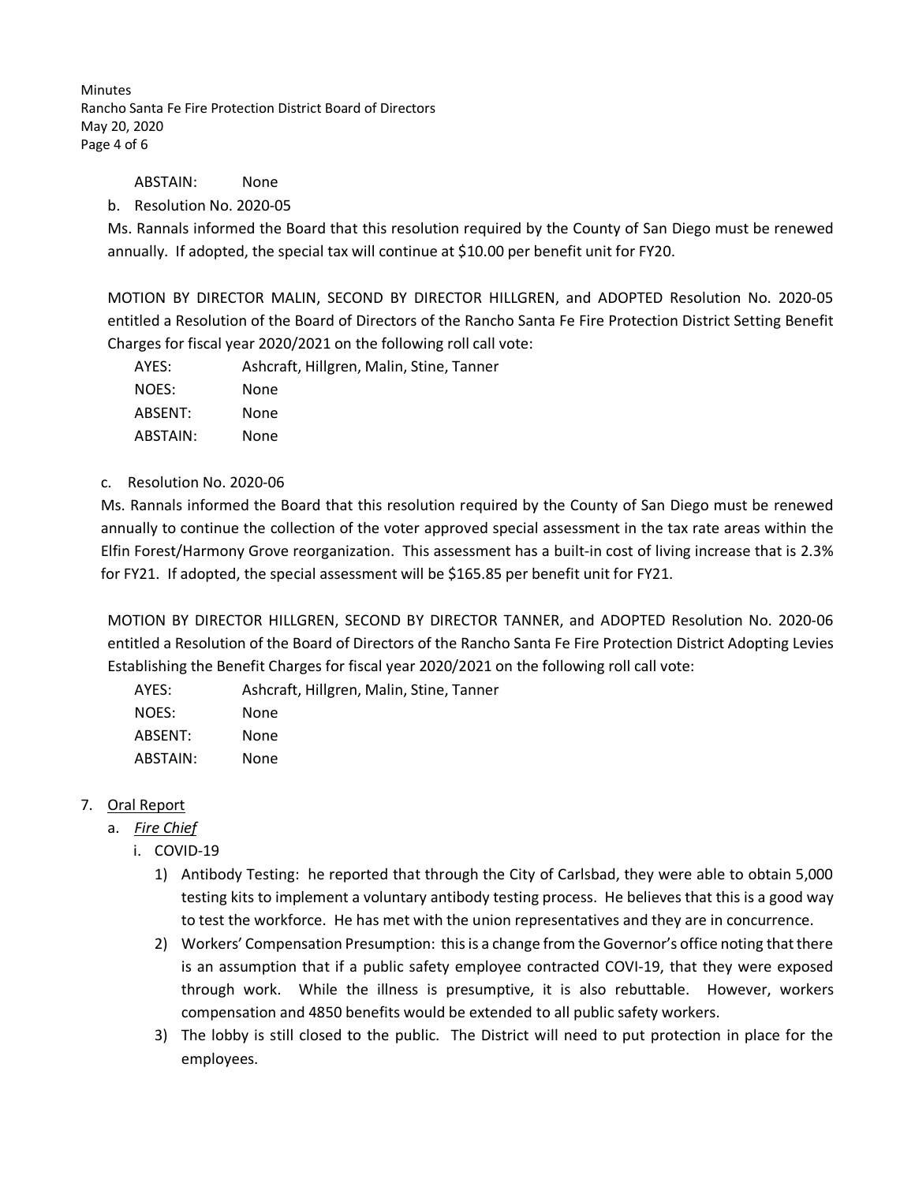ABSTAIN: None

b. Resolution No. 2020-05

Ms. Rannals informed the Board that this resolution required by the County of San Diego must be renewed annually. If adopted, the special tax will continue at $10.00 per benefit unit for FY20.

MOTION BY DIRECTOR MALIN, SECOND BY DIRECTOR HILLGREN, and ADOPTED Resolution No. 2020-05 entitled a Resolution of the Board of Directors of the Rancho Santa Fe Fire Protection District Setting Benefit Charges for fiscal year 2020/2021 on the following roll call vote:

AYES: Ashcraft, Hillgren, Malin, Stine, Tanner
NOES: None
ABSENT: None
ABSTAIN: None

c. Resolution No. 2020-06

Ms. Rannals informed the Board that this resolution required by the County of San Diego must be renewed annually to continue the collection of the voter approved special assessment in the tax rate areas within the Elfin Forest/Harmony Grove reorganization. This assessment has a built-in cost of living increase that is 2.3% for FY21. If adopted, the special assessment will be $165.85 per benefit unit for FY21.

MOTION BY DIRECTOR HILLGREN, SECOND BY DIRECTOR TANNER, and ADOPTED Resolution No. 2020-06 entitled a Resolution of the Board of Directors of the Rancho Santa Fe Fire Protection District Adopting Levies Establishing the Benefit Charges for fiscal year 2020/2021 on the following roll call vote:

AYES: Ashcraft, Hillgren, Malin, Stine, Tanner
NOES: None
ABSENT: None
ABSTAIN: None

7. Oral Report
   a. *Fire Chief*
      i. COVID-19
         1) Antibody Testing: he reported that through the City of Carlsbad, they were able to obtain 5,000 testing kits to implement a voluntary antibody testing process. He believes that this is a good way to test the workforce. He has met with the union representatives and they are in concurrence.
         2) Workers' Compensation Presumption: this is a change from the Governor's office noting that there is an assumption that if a public safety employee contracted COVI-19, that they were exposed through work. While the illness is presumptive, it is also rebuttable. However, workers compensation and 4850 benefits would be extended to all public safety workers.
         3) The lobby is still closed to the public. The District will need to put protection in place for the employees.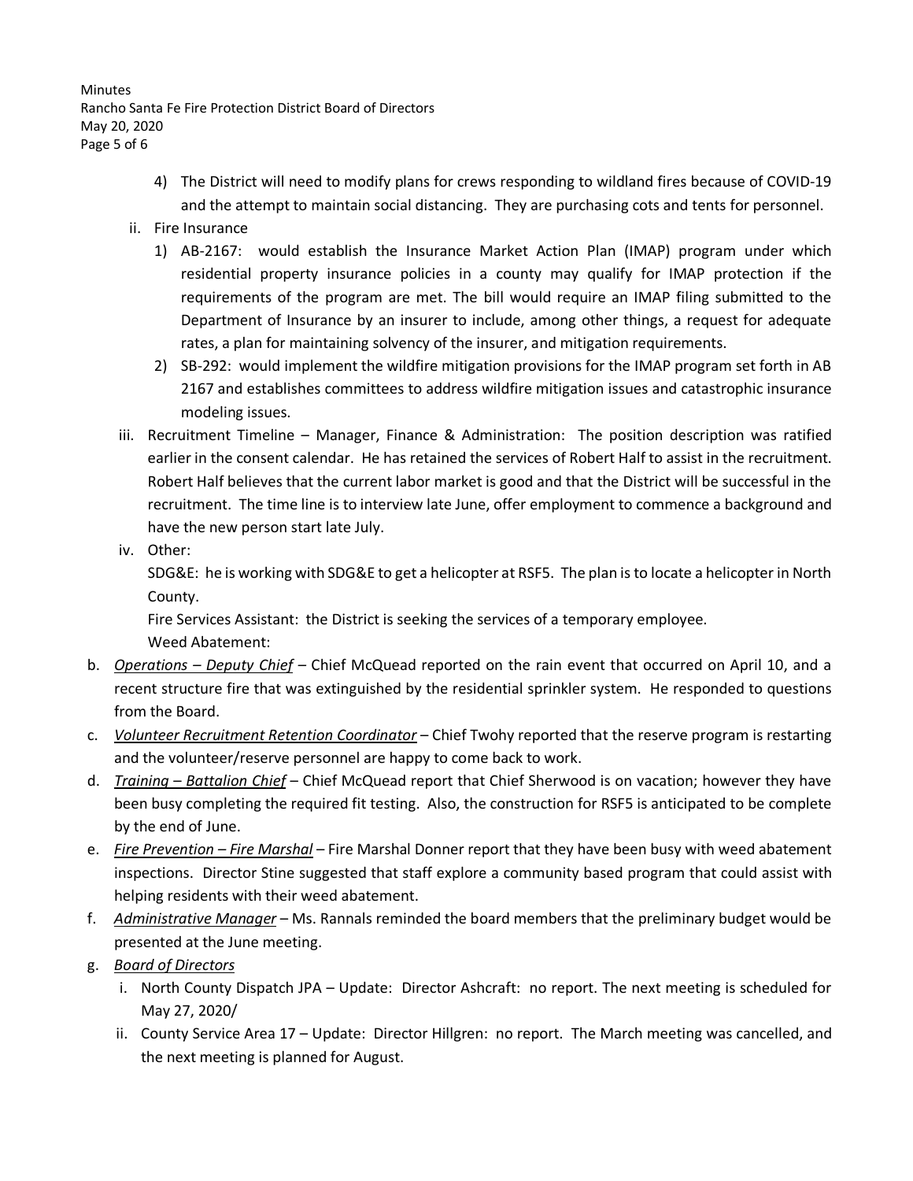4) The District will need to modify plans for crews responding to wildland fires because of COVID-19 and the attempt to maintain social distancing. They are purchasing cots and tents for personnel.

ii. Fire Insurance

1) AB-2167: would establish the Insurance Market Action Plan (IMAP) program under which residential property insurance policies in a county may qualify for IMAP protection if the requirements of the program are met. The bill would require an IMAP filing submitted to the Department of Insurance by an insurer to include, among other things, a request for adequate rates, a plan for maintaining solvency of the insurer, and mitigation requirements.

2) SB-292: would implement the wildfire mitigation provisions for the IMAP program set forth in AB 2167 and establishes committees to address wildfire mitigation issues and catastrophic insurance modeling issues.

iii. Recruitment Timeline – Manager, Finance & Administration: The position description was ratified earlier in the consent calendar. He has retained the services of Robert Half to assist in the recruitment. Robert Half believes that the current labor market is good and that the District will be successful in the recruitment. The time line is to interview late June, offer employment to commence a background and have the new person start late July.

iv. Other:

SDG&E: he is working with SDG&E to get a helicopter at RSF5. The plan is to locate a helicopter in North County.

Fire Services Assistant: the District is seeking the services of a temporary employee.

Weed Abatement:

b. *Operations – Deputy Chief* – Chief McQuead reported on the rain event that occurred on April 10, and a recent structure fire that was extinguished by the residential sprinkler system. He responded to questions from the Board.

c. *Volunteer Recruitment Retention Coordinator* – Chief Twohy reported that the reserve program is restarting and the volunteer/reserve personnel are happy to come back to work.

d. *Training – Battalion Chief* – Chief McQuead report that Chief Sherwood is on vacation; however they have been busy completing the required fit testing. Also, the construction for RSF5 is anticipated to be complete by the end of June.

e. *Fire Prevention – Fire Marshal* – Fire Marshal Donner report that they have been busy with weed abatement inspections. Director Stine suggested that staff explore a community based program that could assist with helping residents with their weed abatement.

f. *Administrative Manager* – Ms. Rannals reminded the board members that the preliminary budget would be presented at the June meeting.

g. *Board of Directors*

i. North County Dispatch JPA – Update: Director Ashcraft: no report. The next meeting is scheduled for May 27, 2020/

ii. County Service Area 17 – Update: Director Hillgren: no report. The March meeting was cancelled, and the next meeting is planned for August.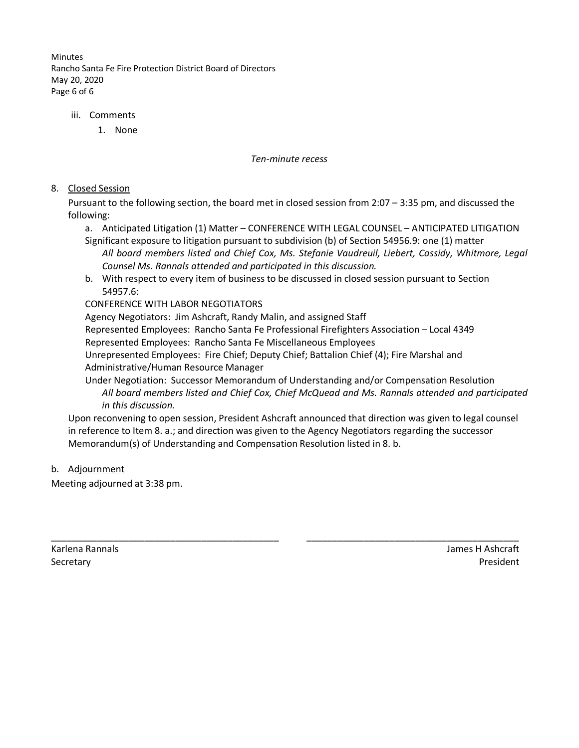iii. Comments
   1. None

*Ten-minute recess*

8. Closed Session

   Pursuant to the following section, the board met in closed session from 2:07 – 3:35 pm, and discussed the following:

   a. Anticipated Litigation (1) Matter – CONFERENCE WITH LEGAL COUNSEL – ANTICIPATED LITIGATION Significant exposure to litigation pursuant to subdivision (b) of Section 54956.9: one (1) matter

      *All board members listed and Chief Cox, Ms. Stefanie Vaudreuil, Liebert, Cassidy, Whitmore, Legal Counsel Ms. Rannals attended and participated in this discussion.*

   b. With respect to every item of business to be discussed in closed session pursuant to Section 54957.6:

      CONFERENCE WITH LABOR NEGOTIATORS

      Agency Negotiators: Jim Ashcraft, Randy Malin, and assigned Staff

      Represented Employees: Rancho Santa Fe Professional Firefighters Association – Local 4349

      Represented Employees: Rancho Santa Fe Miscellaneous Employees

      Unrepresented Employees: Fire Chief; Deputy Chief; Battalion Chief (4); Fire Marshal and Administrative/Human Resource Manager

      Under Negotiation: Successor Memorandum of Understanding and/or Compensation Resolution

      *All board members listed and Chief Cox, Chief McQuead and Ms. Rannals attended and participated in this discussion.*

   Upon reconvening to open session, President Ashcraft announced that direction was given to legal counsel in reference to Item 8. a.; and direction was given to the Agency Negotiators regarding the successor Memorandum(s) of Understanding and Compensation Resolution listed in 8. b.

b. Adjournment

Meeting adjourned at 3:38 pm.

_____________________________________________ &nbsp;&nbsp;&nbsp;&nbsp; _____________________________________________

Karlena Rannals
Secretary

James H Ashcraft
President